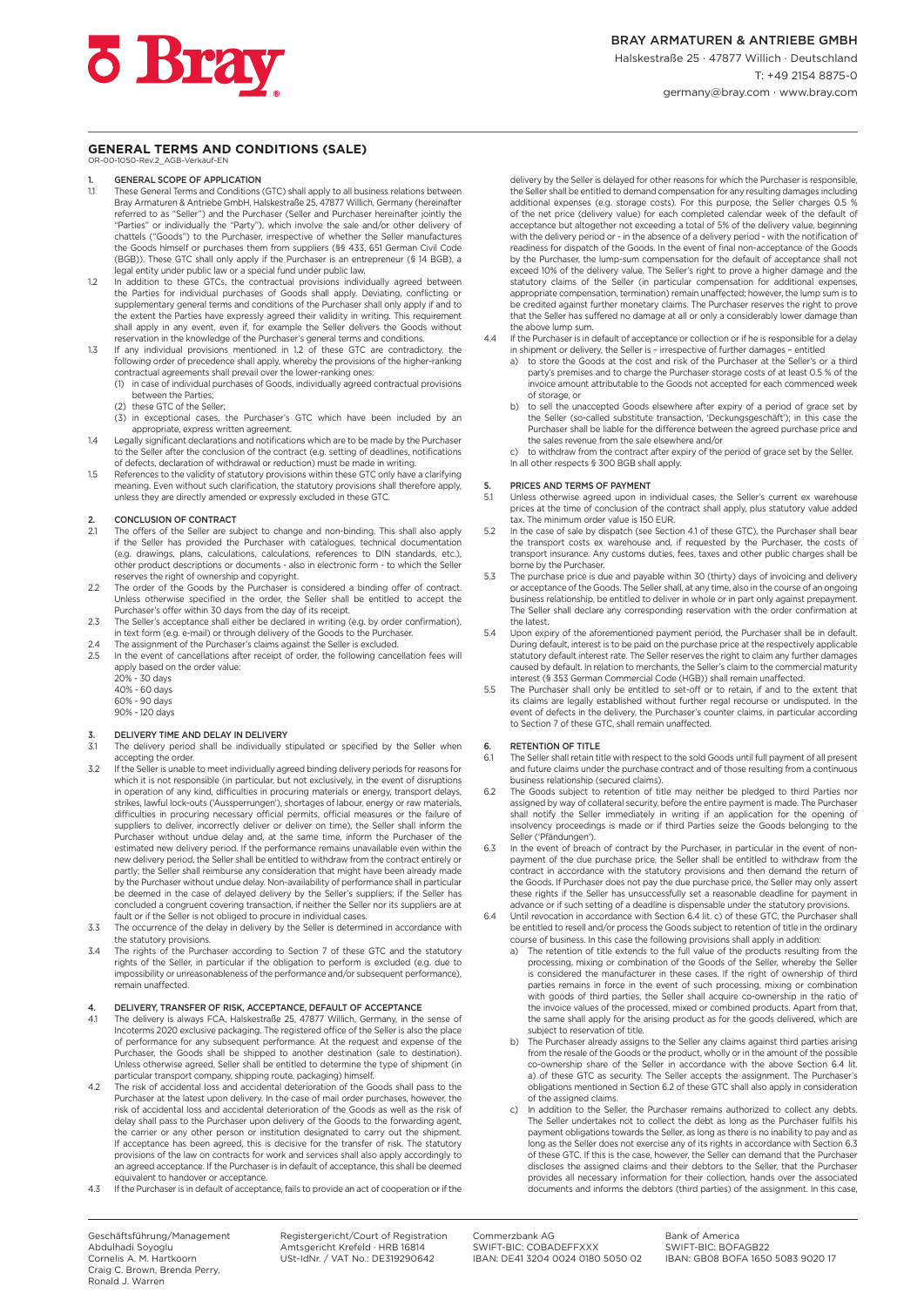BRAY ARMATUREN & ANTRIEBE GMBH
Halskestraße 25 · 47877 Willich · Deutschland
T: +49 2154 8875-0
germany@bray.com · www.bray.com

# GENERAL TERMS AND CONDITIONS (SALE)

OR-00-1050-Rev.2_AGB-Verkauf-EN

## 1. GENERAL SCOPE OF APPLICATION

1.1 These General Terms and Conditions (GTC) shall apply to all business relations between Bray Armaturen & Antriebe GmbH, Halskestraße 25, 47877 Willich, Germany (hereinafter referred to as "Seller") and the Purchaser (Seller and Purchaser hereinafter jointly the "Parties" or individually the "Party"), which involve the sale and/or other delivery of chattels ("Goods") to the Purchaser, irrespective of whether the Seller manufactures the Goods himself or purchases them from suppliers (§§ 433, 651 German Civil Code (BGB)). These GTC shall only apply if the Purchaser is an entrepreneur (§ 14 BGB), a legal entity under public law or a special fund under public law.

1.2 In addition to these GTCs, the contractual provisions individually agreed between the Parties for individual purchases of Goods shall apply. Deviating, conflicting or supplementary general terms and conditions of the Purchaser shall only apply if and to the extent the Parties have expressly agreed their validity in writing. This requirement shall apply in any event, even if, for example the Seller delivers the Goods without reservation in the knowledge of the Purchaser's general terms and conditions.

1.3 If any individual provisions mentioned in 1.2 of these GTC are contradictory, the following order of precedence shall apply, whereby the provisions of the higher-ranking contractual agreements shall prevail over the lower-ranking ones:
(1) in case of individual purchases of Goods, individually agreed contractual provisions between the Parties;
(2) these GTC of the Seller;
(3) in exceptional cases, the Purchaser's GTC which have been included by an appropriate, express written agreement.

1.4 Legally significant declarations and notifications which are to be made by the Purchaser to the Seller after the conclusion of the contract (e.g. setting of deadlines, notifications of defects, declaration of withdrawal or reduction) must be made in writing.

1.5 References to the validity of statutory provisions within these GTC only have a clarifying meaning. Even without such clarification, the statutory provisions shall therefore apply, unless they are directly amended or expressly excluded in these GTC.

## 2. CONCLUSION OF CONTRACT

2.1 The offers of the Seller are subject to change and non-binding. This shall also apply if the Seller has provided the Purchaser with catalogues, technical documentation (e.g. drawings, plans, calculations, calculations, references to DIN standards, etc.), other product descriptions or documents - also in electronic form - to which the Seller reserves the right of ownership and copyright.

2.2 The order of the Goods by the Purchaser is considered a binding offer of contract. Unless otherwise specified in the order, the Seller shall be entitled to accept the Purchaser's offer within 30 days from the day of its receipt.

2.3 The Seller's acceptance shall either be declared in writing (e.g. by order confirmation), in text form (e.g. e-mail) or through delivery of the Goods to the Purchaser.

2.4 The assignment of the Purchaser's claims against the Seller is excluded.

2.5 In the event of cancellations after receipt of order, the following cancellation fees will apply based on the order value:
20% - 30 days
40% - 60 days
60% - 90 days
90% - 120 days

## 3. DELIVERY TIME AND DELAY IN DELIVERY

3.1 The delivery period shall be individually stipulated or specified by the Seller when accepting the order.

3.2 If the Seller is unable to meet individually agreed binding delivery periods for reasons for which it is not responsible (in particular, but not exclusively, in the event of disruptions in operation of any kind, difficulties in procuring materials or energy, transport delays, strikes, lawful lock-outs ('Aussperrungen'), shortages of labour, energy or raw materials, difficulties in procuring necessary official permits, official measures or the failure of suppliers to deliver, incorrectly deliver or deliver on time), the Seller shall inform the Purchaser without undue delay and, at the same time, inform the Purchaser of the estimated new delivery period. If the performance remains unavailable even within the new delivery period, the Seller shall be entitled to withdraw from the contract entirely or partly; the Seller shall reimburse any consideration that might have been already made by the Purchaser without undue delay. Non-availability of performance shall in particular be deemed in the case of delayed delivery by the Seller's suppliers; if the Seller has concluded a congruent covering transaction, if neither the Seller nor its suppliers are at fault or if the Seller is not obliged to procure in individual cases.

3.3 The occurrence of the delay in delivery by the Seller is determined in accordance with the statutory provisions.

3.4 The rights of the Purchaser according to Section 7 of these GTC and the statutory rights of the Seller, in particular if the obligation to perform is excluded (e.g. due to impossibility or unreasonableness of the performance and/or subsequent performance), remain unaffected.

## 4. DELIVERY, TRANSFER OF RISK, ACCEPTANCE, DEFAULT OF ACCEPTANCE

4.1 The delivery is always FCA, Halskestraße 25, 47877 Willich, Germany, in the sense of Incoterms 2020 exclusive packaging. The registered office of the Seller is also the place of performance for any subsequent performance. At the request and expense of the Purchaser, the Goods shall be shipped to another destination (sale to destination). Unless otherwise agreed, Seller shall be entitled to determine the type of shipment (in particular transport company, shipping route, packaging) himself.

4.2 The risk of accidental loss and accidental deterioration of the Goods shall pass to the Purchaser at the latest upon delivery. In the case of mail order purchases, however, the risk of accidental loss and accidental deterioration of the Goods as well as the risk of delay shall pass to the Purchaser upon delivery of the Goods to the forwarding agent, the carrier or any other person or institution designated to carry out the shipment. If acceptance has been agreed, this is decisive for the transfer of risk. The statutory provisions of the law on contracts for work and services shall also apply accordingly to an agreed acceptance. If the Purchaser is in default of acceptance, this shall be deemed equivalent to handover or acceptance.

4.3 If the Purchaser is in default of acceptance, fails to provide an act of cooperation or if the delivery by the Seller is delayed for other reasons for which the Purchaser is responsible, the Seller shall be entitled to demand compensation for any resulting damages including additional expenses (e.g. storage costs). For this purpose, the Seller charges 0.5 % of the net price (delivery value) for each completed calendar week of the default of acceptance but altogether not exceeding a total of 5% of the delivery value, beginning with the delivery period or - in the absence of a delivery period - with the notification of readiness for dispatch of the Goods. In the event of final non-acceptance of the Goods by the Purchaser, the lump-sum compensation for the default of acceptance shall not exceed 10% of the delivery value. The Seller's right to prove a higher damage and the statutory claims of the Seller (in particular compensation for additional expenses, appropriate compensation, termination) remain unaffected; however, the lump sum is to be credited against further monetary claims. The Purchaser reserves the right to prove that the Seller has suffered no damage at all or only a considerably lower damage than the above lump sum.

4.4 If the Purchaser is in default of acceptance or collection or if he is responsible for a delay in shipment or delivery, the Seller is – irrespective of further damages – entitled
a) to store the Goods at the cost and risk of the Purchaser at the Seller's or a third party's premises and to charge the Purchaser storage costs of at least 0.5 % of the invoice amount attributable to the Goods not accepted for each commenced week of storage, or
b) to sell the unaccepted Goods elsewhere after expiry of a period of grace set by the Seller (so-called substitute transaction, 'Deckungsgeschäft'); in this case the Purchaser shall be liable for the difference between the agreed purchase price and the sales revenue from the sale elsewhere and/or
c) to withdraw from the contract after expiry of the period of grace set by the Seller.
In all other respects § 300 BGB shall apply.

## 5. PRICES AND TERMS OF PAYMENT

5.1 Unless otherwise agreed upon in individual cases, the Seller's current ex warehouse prices at the time of conclusion of the contract shall apply, plus statutory value added tax. The minimum order value is 150 EUR.

5.2 In the case of sale by dispatch (see Section 4.1 of these GTC), the Purchaser shall bear the transport costs ex warehouse and, if requested by the Purchaser, the costs of transport insurance. Any customs duties, fees, taxes and other public charges shall be borne by the Purchaser.

5.3 The purchase price is due and payable within 30 (thirty) days of invoicing and delivery or acceptance of the Goods. The Seller shall, at any time, also in the course of an ongoing business relationship, be entitled to deliver in whole or in part only against prepayment. The Seller shall declare any corresponding reservation with the order confirmation at the latest.

5.4 Upon expiry of the aforementioned payment period, the Purchaser shall be in default. During default, interest is to be paid on the purchase price at the respectively applicable statutory default interest rate. The Seller reserves the right to claim any further damages caused by default. In relation to merchants, the Seller's claim to the commercial maturity interest (§ 353 German Commercial Code (HGB)) shall remain unaffected.

5.5 The Purchaser shall only be entitled to set-off or to retain, if and to the extent that its claims are legally established without further regal recourse or undisputed. In the event of defects in the delivery, the Purchaser's counter claims, in particular according to Section 7 of these GTC, shall remain unaffected.

## 6. RETENTION OF TITLE

6.1 The Seller shall retain title with respect to the sold Goods until full payment of all present and future claims under the purchase contract and of those resulting from a continuous business relationship (secured claims).

6.2 The Goods subject to retention of title may neither be pledged to third Parties nor assigned by way of collateral security, before the entire payment is made. The Purchaser shall notify the Seller immediately in writing if an application for the opening of insolvency proceedings is made or if third Parties seize the Goods belonging to the Seller ('Pfändungen').

6.3 In the event of breach of contract by the Purchaser, in particular in the event of non-payment of the due purchase price, the Seller shall be entitled to withdraw from the contract in accordance with the statutory provisions and then demand the return of the Goods. If Purchaser does not pay the due purchase price, the Seller may only assert these rights if the Seller has unsuccessfully set a reasonable deadline for payment in advance or if such setting of a deadline is dispensable under the statutory provisions.

6.4 Until revocation in accordance with Section 6.4 lit. c) of these GTC, the Purchaser shall be entitled to resell and/or process the Goods subject to retention of title in the ordinary course of business. In this case the following provisions shall apply in addition:
a) The retention of title extends to the full value of the products resulting from the processing, mixing or combination of the Goods of the Seller, whereby the Seller is considered the manufacturer in these cases. If the right of ownership of third parties remains in force in the event of such processing, mixing or combination with goods of third parties, the Seller shall acquire co-ownership in the ratio of the invoice values of the processed, mixed or combined products. Apart from that, the same shall apply for the arising product as for the goods delivered, which are subject to reservation of title.
b) The Purchaser already assigns to the Seller any claims against third parties arising from the resale of the Goods or the product, wholly or in the amount of the possible co-ownership share of the Seller in accordance with the above Section 6.4 lit. a) of these GTC as security. The Seller accepts the assignment. The Purchaser's obligations mentioned in Section 6.2 of these GTC shall also apply in consideration of the assigned claims.
c) In addition to the Seller, the Purchaser remains authorized to collect any debts. The Seller undertakes not to collect the debt as long as the Purchaser fulfils his payment obligations towards the Seller, as long as there is no inability to pay and as long as the Seller does not exercise any of its rights in accordance with Section 6.3 of these GTC. If this is the case, however, the Seller can demand that the Purchaser discloses the assigned claims and their debtors to the Seller, that the Purchaser provides all necessary information for their collection, hands over the associated documents and informs the debtors (third parties) of the assignment. In this case,

Geschäftsführung/Management
Abdulhadi Soyoglu
Cornelis A. M. Hartkoorn
Craig C. Brown, Brenda Perry,
Ronald J. Warren

Registergericht/Court of Registration
Amtsgericht Krefeld · HRB 16814
USt-IdNr. / VAT No.: DE319290642

Commerzbank AG
SWIFT-BIC: COBADEFFXXX
IBAN: DE41 3204 0024 0180 5050 02

Bank of America
SWIFT-BIC: BOFAGB22
IBAN: GB08 BOFA 1650 5083 9020 17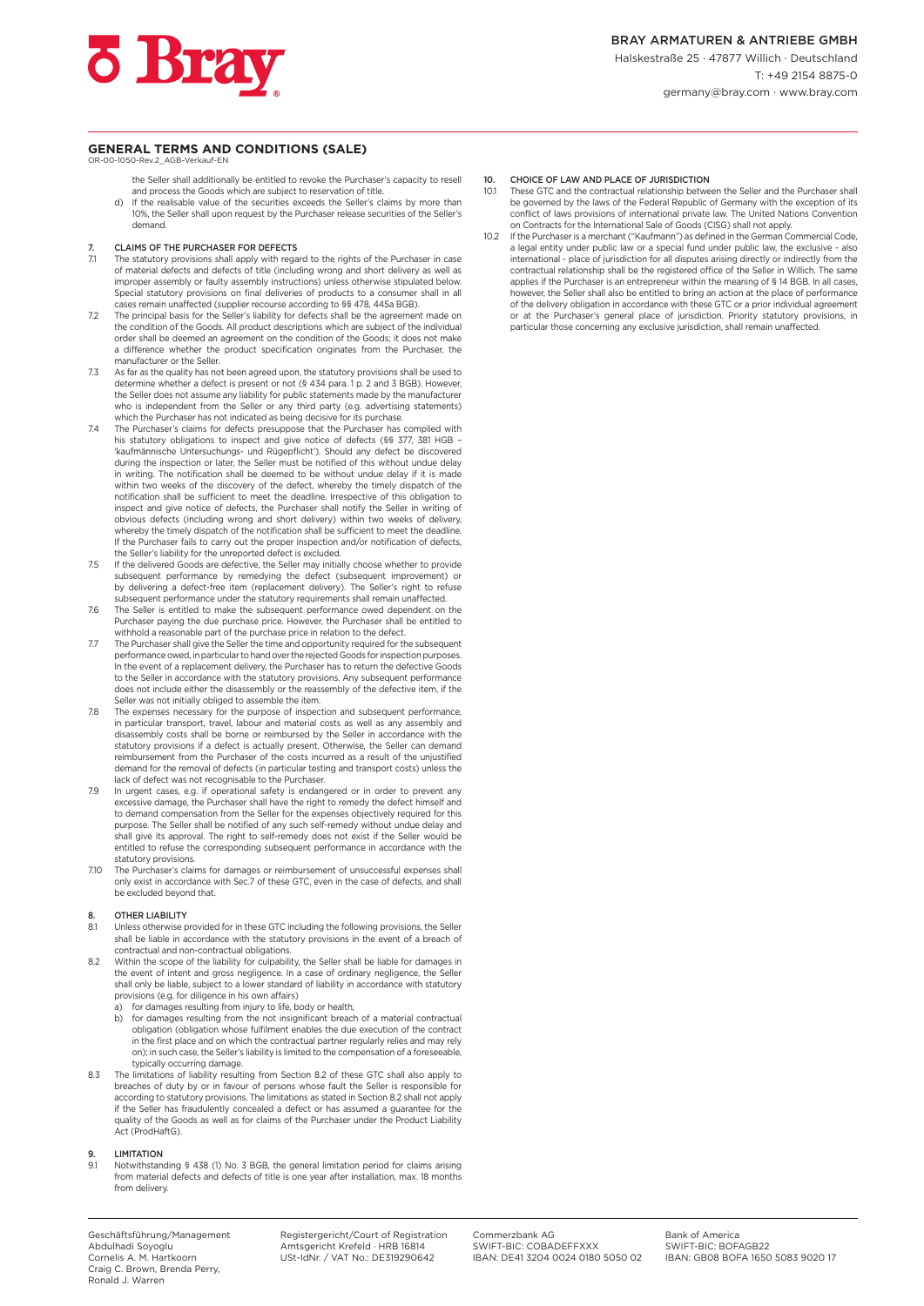## GENERAL TERMS AND CONDITIONS (SALE)

OR-00-1050-Rev.2_AGB-Verkauf-EN

the Seller shall additionally be entitled to revoke the Purchaser's capacity to resell and process the Goods which are subject to reservation of title.

d) If the realisable value of the securities exceeds the Seller's claims by more than 10%, the Seller shall upon request by the Purchaser release securities of the Seller's demand.

### 7. CLAIMS OF THE PURCHASER FOR DEFECTS

7.1 The statutory provisions shall apply with regard to the rights of the Purchaser in case of material defects and defects of title (including wrong and short delivery as well as improper assembly or faulty assembly instructions) unless otherwise stipulated below. Special statutory provisions on final deliveries of products to a consumer shall in all cases remain unaffected (supplier recourse according to §§ 478, 445a BGB).

7.2 The principal basis for the Seller's liability for defects shall be the agreement made on the condition of the Goods. All product descriptions which are subject of the individual order shall be deemed an agreement on the condition of the Goods; it does not make a difference whether the product specification originates from the Purchaser, the manufacturer or the Seller.

7.3 As far as the quality has not been agreed upon, the statutory provisions shall be used to determine whether a defect is present or not (§ 434 para. 1 p. 2 and 3 BGB). However, the Seller does not assume any liability for public statements made by the manufacturer who is independent from the Seller or any third party (e.g. advertising statements) which the Purchaser has not indicated as being decisive for its purchase.

7.4 The Purchaser's claims for defects presuppose that the Purchaser has complied with his statutory obligations to inspect and give notice of defects (§§ 377, 381 HGB – 'kaufmännische Untersuchungs- und Rügepflicht'). Should any defect be discovered during the inspection or later, the Seller must be notified of this without undue delay in writing. The notification shall be deemed to be without undue delay if it is made within two weeks of the discovery of the defect, whereby the timely dispatch of the notification shall be sufficient to meet the deadline. Irrespective of this obligation to inspect and give notice of defects, the Purchaser shall notify the Seller in writing of obvious defects (including wrong and short delivery) within two weeks of delivery, whereby the timely dispatch of the notification shall be sufficient to meet the deadline. If the Purchaser fails to carry out the proper inspection and/or notification of defects, the Seller's liability for the unreported defect is excluded.

7.5 If the delivered Goods are defective, the Seller may initially choose whether to provide subsequent performance by remedying the defect (subsequent improvement) or by delivering a defect-free item (replacement delivery). The Seller's right to refuse subsequent performance under the statutory requirements shall remain unaffected.

7.6 The Seller is entitled to make the subsequent performance owed dependent on the Purchaser paying the due purchase price. However, the Purchaser shall be entitled to withhold a reasonable part of the purchase price in relation to the defect.

7.7 The Purchaser shall give the Seller the time and opportunity required for the subsequent performance owed, in particular to hand over the rejected Goods for inspection purposes. In the event of a replacement delivery, the Purchaser has to return the defective Goods to the Seller in accordance with the statutory provisions. Any subsequent performance does not include either the disassembly or the reassembly of the defective item, if the Seller was not initially obliged to assemble the item.

7.8 The expenses necessary for the purpose of inspection and subsequent performance, in particular transport, travel, labour and material costs as well as any assembly and disassembly costs shall be borne or reimbursed by the Seller in accordance with the statutory provisions if a defect is actually present. Otherwise, the Seller can demand reimbursement from the Purchaser of the costs incurred as a result of the unjustified demand for the removal of defects (in particular testing and transport costs) unless the lack of defect was not recognisable to the Purchaser.

7.9 In urgent cases, e.g. if operational safety is endangered or in order to prevent any excessive damage, the Purchaser shall have the right to remedy the defect himself and to demand compensation from the Seller for the expenses objectively required for this purpose. The Seller shall be notified of any such self-remedy without undue delay and shall give its approval. The right to self-remedy does not exist if the Seller would be entitled to refuse the corresponding subsequent performance in accordance with the statutory provisions.

7.10 The Purchaser's claims for damages or reimbursement of unsuccessful expenses shall only exist in accordance with Sec.7 of these GTC, even in the case of defects, and shall be excluded beyond that.

### 8. OTHER LIABILITY

8.1 Unless otherwise provided for in these GTC including the following provisions, the Seller shall be liable in accordance with the statutory provisions in the event of a breach of contractual and non-contractual obligations.

8.2 Within the scope of the liability for culpability, the Seller shall be liable for damages in the event of intent and gross negligence. In a case of ordinary negligence, the Seller shall only be liable, subject to a lower standard of liability in accordance with statutory provisions (e.g. for diligence in his own affairs)

a) for damages resulting from injury to life, body or health,

b) for damages resulting from the not insignificant breach of a material contractual obligation (obligation whose fulfilment enables the due execution of the contract in the first place and on which the contractual partner regularly relies and may rely on); in such case, the Seller's liability is limited to the compensation of a foreseeable, typically occurring damage.

8.3 The limitations of liability resulting from Section 8.2 of these GTC shall also apply to breaches of duty by or in favour of persons whose fault the Seller is responsible for according to statutory provisions. The limitations as stated in Section 8.2 shall not apply if the Seller has fraudulently concealed a defect or has assumed a guarantee for the quality of the Goods as well as for claims of the Purchaser under the Product Liability Act (ProdHaftG).

### 9. LIMITATION

9.1 Notwithstanding § 438 (1) No. 3 BGB, the general limitation period for claims arising from material defects and defects of title is one year after installation, max. 18 months from delivery.

### 10. CHOICE OF LAW AND PLACE OF JURISDICTION

10.1 These GTC and the contractual relationship between the Seller and the Purchaser shall be governed by the laws of the Federal Republic of Germany with the exception of its conflict of laws provisions of international private law. The United Nations Convention on Contracts for the International Sale of Goods (CISG) shall not apply.

10.2 If the Purchaser is a merchant ("Kaufmann") as defined in the German Commercial Code, a legal entity under public law or a special fund under public law, the exclusive - also international - place of jurisdiction for all disputes arising directly or indirectly from the contractual relationship shall be the registered office of the Seller in Willich. The same applies if the Purchaser is an entrepreneur within the meaning of § 14 BGB. In all cases, however, the Seller shall also be entitled to bring an action at the place of performance of the delivery obligation in accordance with these GTC or a prior individual agreement or at the Purchaser's general place of jurisdiction. Priority statutory provisions, in particular those concerning any exclusive jurisdiction, shall remain unaffected.